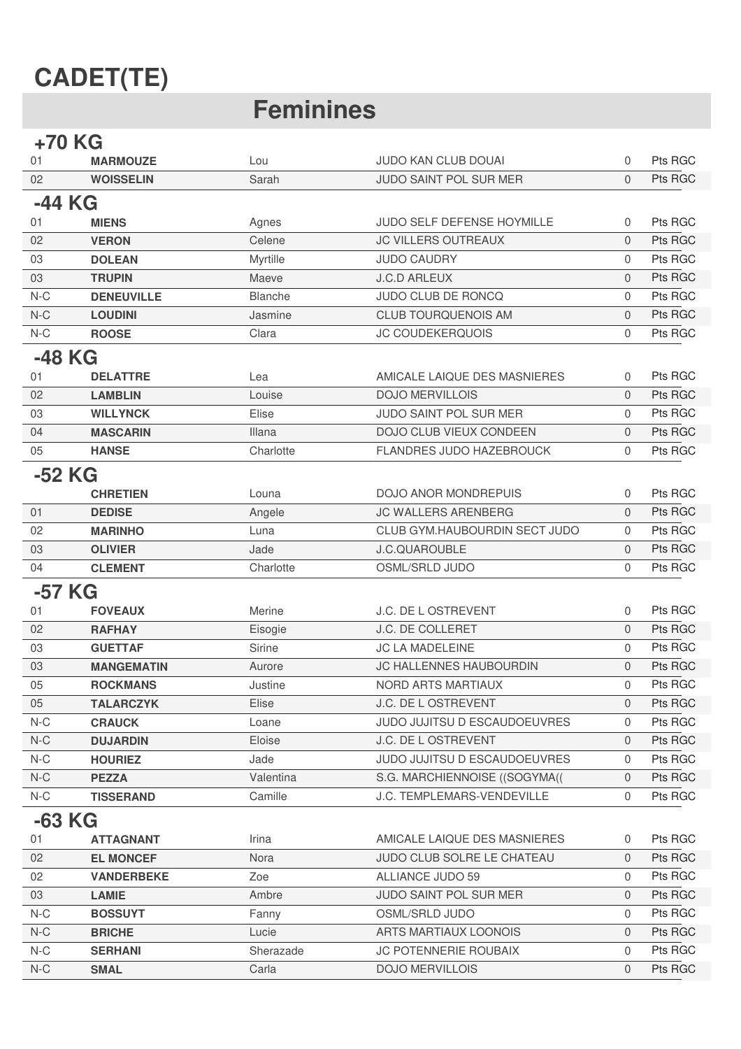# CADET(TE)

## Feminines

### +70 KG

| | | | | | |
|---|---|---|---|---|---|
| 01 | **MARMOUZE** | Lou | JUDO KAN CLUB DOUAI | 0 | Pts RGC |
| 02 | **WOISSELIN** | Sarah | JUDO SAINT POL SUR MER | 0 | Pts RGC |

### -44 KG

| | | | | | |
|---|---|---|---|---|---|
| 01 | **MIENS** | Agnes | JUDO SELF DEFENSE HOYMILLE | 0 | Pts RGC |
| 02 | **VERON** | Celene | JC VILLERS OUTREAUX | 0 | Pts RGC |
| 03 | **DOLEAN** | Myrtille | JUDO CAUDRY | 0 | Pts RGC |
| 03 | **TRUPIN** | Maeve | J.C.D ARLEUX | 0 | Pts RGC |
| N-C | **DENEUVILLE** | Blanche | JUDO CLUB DE RONCQ | 0 | Pts RGC |
| N-C | **LOUDINI** | Jasmine | CLUB TOURQUENOIS AM | 0 | Pts RGC |
| N-C | **ROOSE** | Clara | JC COUDEKERQUOIS | 0 | Pts RGC |

### -48 KG

| | | | | | |
|---|---|---|---|---|---|
| 01 | **DELATTRE** | Lea | AMICALE LAIQUE DES MASNIERES | 0 | Pts RGC |
| 02 | **LAMBLIN** | Louise | DOJO MERVILLOIS | 0 | Pts RGC |
| 03 | **WILLYNCK** | Elise | JUDO SAINT POL SUR MER | 0 | Pts RGC |
| 04 | **MASCARIN** | Illana | DOJO CLUB VIEUX CONDEEN | 0 | Pts RGC |
| 05 | **HANSE** | Charlotte | FLANDRES JUDO HAZEBROUCK | 0 | Pts RGC |

### -52 KG

| | | | | | |
|---|---|---|---|---|---|
| | **CHRETIEN** | Louna | DOJO ANOR MONDREPUIS | 0 | Pts RGC |
| 01 | **DEDISE** | Angele | JC WALLERS ARENBERG | 0 | Pts RGC |
| 02 | **MARINHO** | Luna | CLUB GYM.HAUBOURDIN SECT JUDO | 0 | Pts RGC |
| 03 | **OLIVIER** | Jade | J.C.QUAROUBLE | 0 | Pts RGC |
| 04 | **CLEMENT** | Charlotte | OSML/SRLD JUDO | 0 | Pts RGC |

### -57 KG

| | | | | | |
|---|---|---|---|---|---|
| 01 | **FOVEAUX** | Merine | J.C. DE L OSTREVENT | 0 | Pts RGC |
| 02 | **RAFHAY** | Eisogie | J.C. DE COLLERET | 0 | Pts RGC |
| 03 | **GUETTAF** | Sirine | JC LA MADELEINE | 0 | Pts RGC |
| 03 | **MANGEMATIN** | Aurore | JC HALLENNES HAUBOURDIN | 0 | Pts RGC |
| 05 | **ROCKMANS** | Justine | NORD ARTS MARTIAUX | 0 | Pts RGC |
| 05 | **TALARCZYK** | Elise | J.C. DE L OSTREVENT | 0 | Pts RGC |
| N-C | **CRAUCK** | Loane | JUDO JUJITSU D ESCAUDOEUVRES | 0 | Pts RGC |
| N-C | **DUJARDIN** | Eloise | J.C. DE L OSTREVENT | 0 | Pts RGC |
| N-C | **HOURIEZ** | Jade | JUDO JUJITSU D ESCAUDOEUVRES | 0 | Pts RGC |
| N-C | **PEZZA** | Valentina | S.G. MARCHIENNOISE ((SOGYMA(( | 0 | Pts RGC |
| N-C | **TISSERAND** | Camille | J.C. TEMPLEMARS-VENDEVILLE | 0 | Pts RGC |

### -63 KG

| | | | | | |
|---|---|---|---|---|---|
| 01 | **ATTAGNANT** | Irina | AMICALE LAIQUE DES MASNIERES | 0 | Pts RGC |
| 02 | **EL MONCEF** | Nora | JUDO CLUB SOLRE LE CHATEAU | 0 | Pts RGC |
| 02 | **VANDERBEKE** | Zoe | ALLIANCE JUDO 59 | 0 | Pts RGC |
| 03 | **LAMIE** | Ambre | JUDO SAINT POL SUR MER | 0 | Pts RGC |
| N-C | **BOSSUYT** | Fanny | OSML/SRLD JUDO | 0 | Pts RGC |
| N-C | **BRICHE** | Lucie | ARTS MARTIAUX LOONOIS | 0 | Pts RGC |
| N-C | **SERHANI** | Sherazade | JC POTENNERIE ROUBAIX | 0 | Pts RGC |
| N-C | **SMAL** | Carla | DOJO MERVILLOIS | 0 | Pts RGC |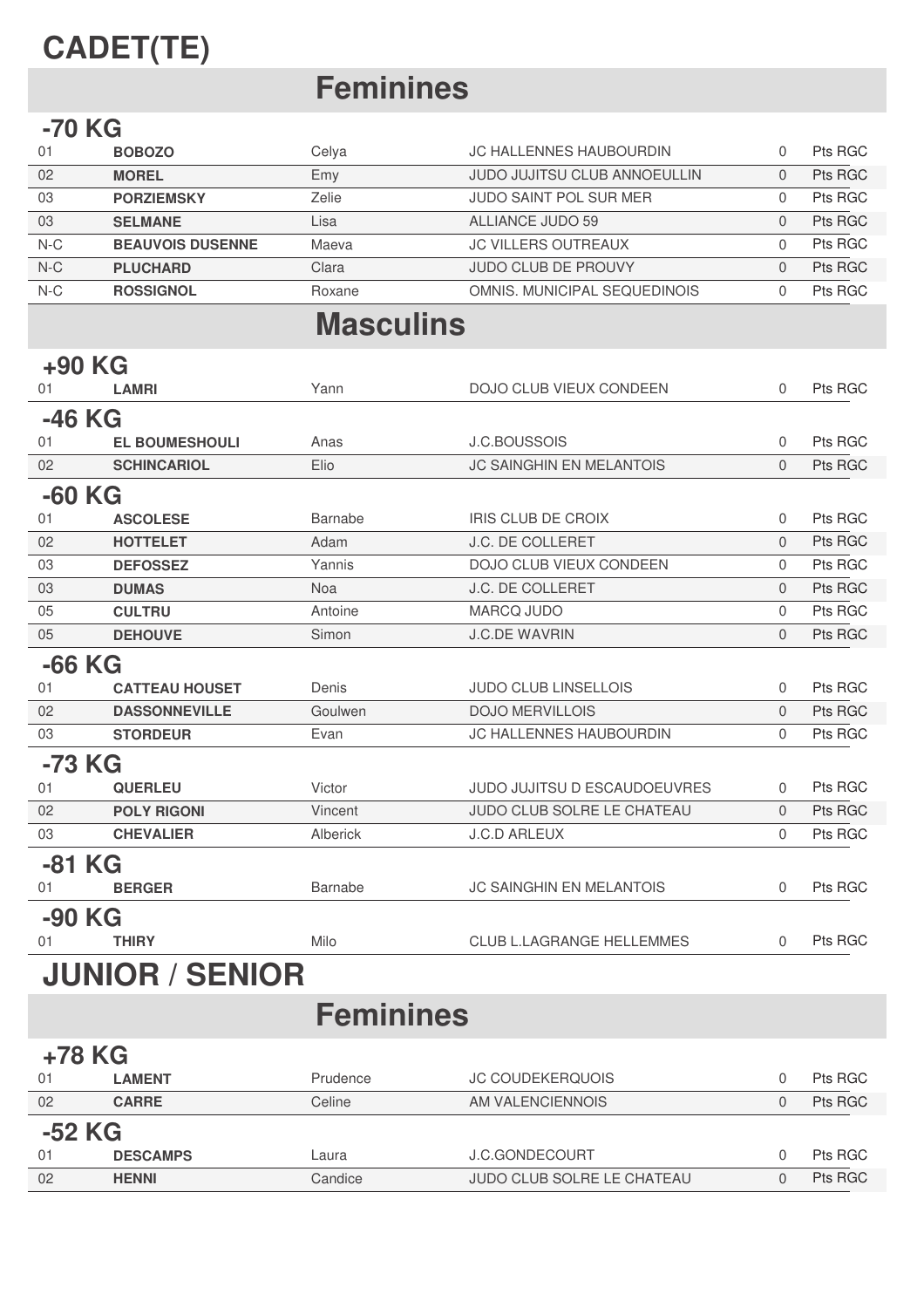# CADET(TE)

## Feminines

### -70 KG

| | | | | | |
|---|---|---|---|---|---|
| 01 | **BOBOZO** | Celya | JC HALLENNES HAUBOURDIN | 0 | Pts RGC |
| 02 | **MOREL** | Emy | JUDO JUJITSU CLUB ANNOEULLIN | 0 | Pts RGC |
| 03 | **PORZIEMSKY** | Zelie | JUDO SAINT POL SUR MER | 0 | Pts RGC |
| 03 | **SELMANE** | Lisa | ALLIANCE JUDO 59 | 0 | Pts RGC |
| N-C | **BEAUVOIS DUSENNE** | Maeva | JC VILLERS OUTREAUX | 0 | Pts RGC |
| N-C | **PLUCHARD** | Clara | JUDO CLUB DE PROUVY | 0 | Pts RGC |
| N-C | **ROSSIGNOL** | Roxane | OMNIS. MUNICIPAL SEQUEDINOIS | 0 | Pts RGC |

## Masculins

### +90 KG

| | | | | | |
|---|---|---|---|---|---|
| 01 | **LAMRI** | Yann | DOJO CLUB VIEUX CONDEEN | 0 | Pts RGC |

### -46 KG

| | | | | | |
|---|---|---|---|---|---|
| 01 | **EL BOUMESHOULI** | Anas | J.C.BOUSSOIS | 0 | Pts RGC |
| 02 | **SCHINCARIOL** | Elio | JC SAINGHIN EN MELANTOIS | 0 | Pts RGC |

### -60 KG

| | | | | | |
|---|---|---|---|---|---|
| 01 | **ASCOLESE** | Barnabe | IRIS CLUB DE CROIX | 0 | Pts RGC |
| 02 | **HOTTELET** | Adam | J.C. DE COLLERET | 0 | Pts RGC |
| 03 | **DEFOSSEZ** | Yannis | DOJO CLUB VIEUX CONDEEN | 0 | Pts RGC |
| 03 | **DUMAS** | Noa | J.C. DE COLLERET | 0 | Pts RGC |
| 05 | **CULTRU** | Antoine | MARCQ JUDO | 0 | Pts RGC |
| 05 | **DEHOUVE** | Simon | J.C.DE WAVRIN | 0 | Pts RGC |

### -66 KG

| | | | | | |
|---|---|---|---|---|---|
| 01 | **CATTEAU HOUSET** | Denis | JUDO CLUB LINSELLOIS | 0 | Pts RGC |
| 02 | **DASSONNEVILLE** | Goulwen | DOJO MERVILLOIS | 0 | Pts RGC |
| 03 | **STORDEUR** | Evan | JC HALLENNES HAUBOURDIN | 0 | Pts RGC |

### -73 KG

| | | | | | |
|---|---|---|---|---|---|
| 01 | **QUERLEU** | Victor | JUDO JUJITSU D ESCAUDOEUVRES | 0 | Pts RGC |
| 02 | **POLY RIGONI** | Vincent | JUDO CLUB SOLRE LE CHATEAU | 0 | Pts RGC |
| 03 | **CHEVALIER** | Alberick | J.C.D ARLEUX | 0 | Pts RGC |

### -81 KG

| | | | | | |
|---|---|---|---|---|---|
| 01 | **BERGER** | Barnabe | JC SAINGHIN EN MELANTOIS | 0 | Pts RGC |

### -90 KG

| | | | | | |
|---|---|---|---|---|---|
| 01 | **THIRY** | Milo | CLUB L.LAGRANGE HELLEMMES | 0 | Pts RGC |

# JUNIOR / SENIOR

## Feminines

### +78 KG

| | | | | | |
|---|---|---|---|---|---|
| 01 | **LAMENT** | Prudence | JC COUDEKERQUOIS | 0 | Pts RGC |
| 02 | **CARRE** | Celine | AM VALENCIENNOIS | 0 | Pts RGC |

### -52 KG

| | | | | | |
|---|---|---|---|---|---|
| 01 | **DESCAMPS** | Laura | J.C.GONDECOURT | 0 | Pts RGC |
| 02 | **HENNI** | Candice | JUDO CLUB SOLRE LE CHATEAU | 0 | Pts RGC |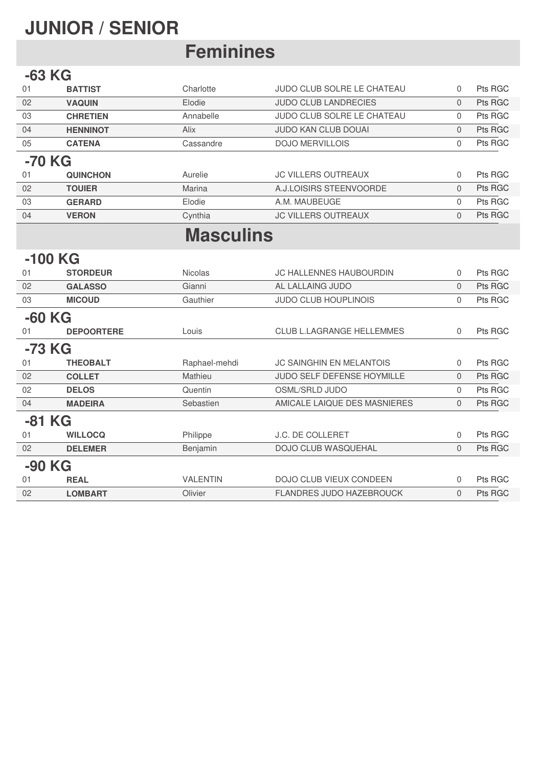# JUNIOR / SENIOR

## Feminines

### -63 KG

| | | | | | |
|---|---|---|---|---|---|
| 01 | **BATTIST** | Charlotte | JUDO CLUB SOLRE LE CHATEAU | 0 | Pts RGC |
| 02 | **VAQUIN** | Elodie | JUDO CLUB LANDRECIES | 0 | Pts RGC |
| 03 | **CHRETIEN** | Annabelle | JUDO CLUB SOLRE LE CHATEAU | 0 | Pts RGC |
| 04 | **HENNINOT** | Alix | JUDO KAN CLUB DOUAI | 0 | Pts RGC |
| 05 | **CATENA** | Cassandre | DOJO MERVILLOIS | 0 | Pts RGC |

### -70 KG

| | | | | | |
|---|---|---|---|---|---|
| 01 | **QUINCHON** | Aurelie | JC VILLERS OUTREAUX | 0 | Pts RGC |
| 02 | **TOUIER** | Marina | A.J.LOISIRS STEENVOORDE | 0 | Pts RGC |
| 03 | **GERARD** | Elodie | A.M. MAUBEUGE | 0 | Pts RGC |
| 04 | **VERON** | Cynthia | JC VILLERS OUTREAUX | 0 | Pts RGC |

## Masculins

### -100 KG

| | | | | | |
|---|---|---|---|---|---|
| 01 | **STORDEUR** | Nicolas | JC HALLENNES HAUBOURDIN | 0 | Pts RGC |
| 02 | **GALASSO** | Gianni | AL LALLAING JUDO | 0 | Pts RGC |
| 03 | **MICOUD** | Gauthier | JUDO CLUB HOUPLINOIS | 0 | Pts RGC |

### -60 KG

| | | | | | |
|---|---|---|---|---|---|
| 01 | **DEPOORTERE** | Louis | CLUB L.LAGRANGE HELLEMMES | 0 | Pts RGC |

### -73 KG

| | | | | | |
|---|---|---|---|---|---|
| 01 | **THEOBALT** | Raphael-mehdi | JC SAINGHIN EN MELANTOIS | 0 | Pts RGC |
| 02 | **COLLET** | Mathieu | JUDO SELF DEFENSE HOYMILLE | 0 | Pts RGC |
| 02 | **DELOS** | Quentin | OSML/SRLD JUDO | 0 | Pts RGC |
| 04 | **MADEIRA** | Sebastien | AMICALE LAIQUE DES MASNIERES | 0 | Pts RGC |

### -81 KG

| | | | | | |
|---|---|---|---|---|---|
| 01 | **WILLOCQ** | Philippe | J.C. DE COLLERET | 0 | Pts RGC |
| 02 | **DELEMER** | Benjamin | DOJO CLUB WASQUEHAL | 0 | Pts RGC |

### -90 KG

| | | | | | |
|---|---|---|---|---|---|
| 01 | **REAL** | VALENTIN | DOJO CLUB VIEUX CONDEEN | 0 | Pts RGC |
| 02 | **LOMBART** | Olivier | FLANDRES JUDO HAZEBROUCK | 0 | Pts RGC |